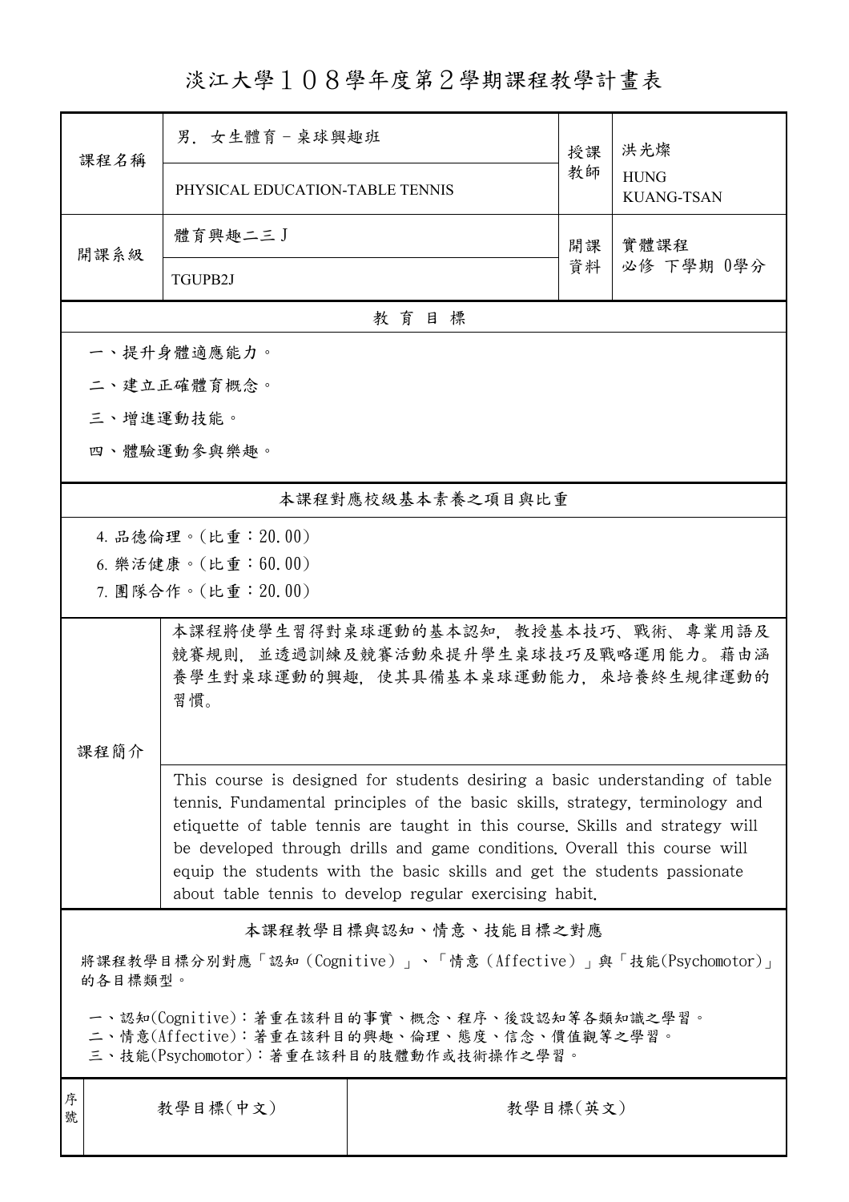# 淡江大學１０８學年度第２學期課程教學計畫表

| 課程名稱 | 男．女生體育－桌球興趣班 | 授課教師 | 洪光燦 |
|---|---|---|---|
| | PHYSICAL EDUCATION-TABLE TENNIS | | HUNG KUANG-TSAN |
| 開課系級 | 體育興趣二三Ｊ | 開課資料 | 實體課程<br>必修 下學期 0學分 |
| | TGUPB2J | | |

## 教育目標

一、提升身體適應能力。

二、建立正確體育概念。

三、增進運動技能。

四、體驗運動參與樂趣。

## 本課程對應校級基本素養之項目與比重

4. 品德倫理。(比重：20.00)
6. 樂活健康。(比重：60.00)
7. 團隊合作。(比重：20.00)

## 課程簡介

本課程將使學生習得對桌球運動的基本認知，教授基本技巧、戰術、專業用語及競賽規則，並透過訓練及競賽活動來提升學生桌球技巧及戰略運用能力。藉由涵養學生對桌球運動的興趣，使其具備基本桌球運動能力，來培養終生規律運動的習慣。

This course is designed for students desiring a basic understanding of table tennis. Fundamental principles of the basic skills, strategy, terminology and etiquette of table tennis are taught in this course. Skills and strategy will be developed through drills and game conditions. Overall this course will equip the students with the basic skills and get the students passionate about table tennis to develop regular exercising habit.

## 本課程教學目標與認知、情意、技能目標之對應

將課程教學目標分別對應「認知（Cognitive）」、「情意（Affective）」與「技能(Psychomotor)」的各目標類型。

一、認知(Cognitive)：著重在該科目的事實、概念、程序、後設認知等各類知識之學習。
二、情意(Affective)：著重在該科目的興趣、倫理、態度、信念、價值觀等之學習。
三、技能(Psychomotor)：著重在該科目的肢體動作或技術操作之學習。

| 序號 | 教學目標(中文) | 教學目標(英文) |
|---|---|---|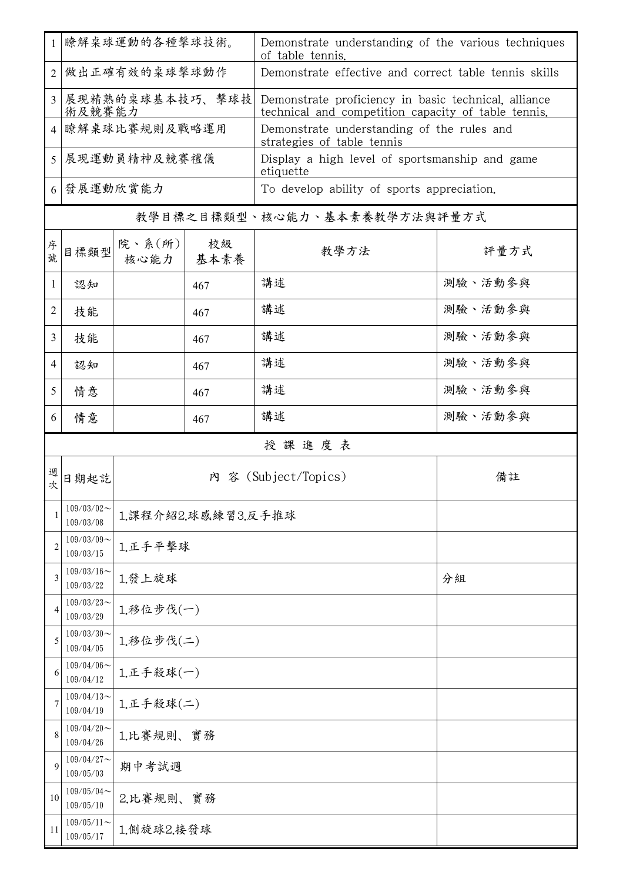| | | |
|---|---|---|
| 1 | 瞭解桌球運動的各種擊球技術。 | Demonstrate understanding of the various techniques of table tennis. |
| 2 | 做出正確有效的桌球擊球動作 | Demonstrate effective and correct table tennis skills |
| 3 | 展現精熟的桌球基本技巧、擊球技術及競賽能力 | Demonstrate proficiency in basic technical, alliance technical and competition capacity of table tennis. |
| 4 | 瞭解桌球比賽規則及戰略運用 | Demonstrate understanding of the rules and strategies of table tennis |
| 5 | 展現運動員精神及競賽禮儀 | Display a high level of sportsmanship and game etiquette |
| 6 | 發展運動欣賞能力 | To develop ability of sports appreciation. |

## 教學目標之目標類型、核心能力、基本素養教學方法與評量方式

| 序號 | 目標類型 | 院、系(所)核心能力 | 校級基本素養 | 教學方法 | 評量方式 |
|---|---|---|---|---|---|
| 1 | 認知 | | 467 | 講述 | 測驗、活動參與 |
| 2 | 技能 | | 467 | 講述 | 測驗、活動參與 |
| 3 | 技能 | | 467 | 講述 | 測驗、活動參與 |
| 4 | 認知 | | 467 | 講述 | 測驗、活動參與 |
| 5 | 情意 | | 467 | 講述 | 測驗、活動參與 |
| 6 | 情意 | | 467 | 講述 | 測驗、活動參與 |

## 授課進度表

| 週次 | 日期起訖 | 內 容 (Subject/Topics) | 備註 |
|---|---|---|---|
| 1 | 109/03/02～109/03/08 | 1.課程介紹2.球感練習3.反手推球 | |
| 2 | 109/03/09～109/03/15 | 1.正手平擊球 | |
| 3 | 109/03/16～109/03/22 | 1.發上旋球 | 分組 |
| 4 | 109/03/23～109/03/29 | 1.移位步伐(一) | |
| 5 | 109/03/30～109/04/05 | 1.移位步伐(二) | |
| 6 | 109/04/06～109/04/12 | 1.正手殺球(一) | |
| 7 | 109/04/13～109/04/19 | 1.正手殺球(二) | |
| 8 | 109/04/20～109/04/26 | 1.比賽規則、實務 | |
| 9 | 109/04/27～109/05/03 | 期中考試週 | |
| 10 | 109/05/04～109/05/10 | 2.比賽規則、實務 | |
| 11 | 109/05/11～109/05/17 | 1.側旋球2.接發球 | |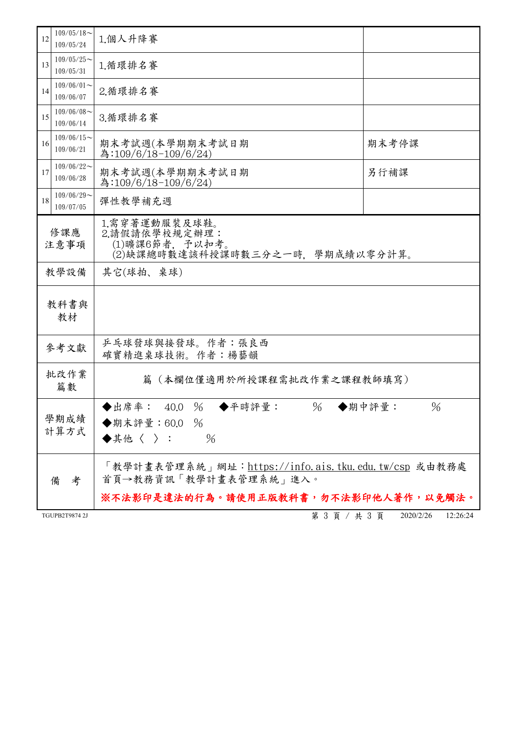| | | | |
|---|---|---|---|
| 12 | 109/05/18～<br>109/05/24 | 1.個人升降賽 | |
| 13 | 109/05/25～<br>109/05/31 | 1.循環排名賽 | |
| 14 | 109/06/01～<br>109/06/07 | 2.循環排名賽 | |
| 15 | 109/06/08～<br>109/06/14 | 3.循環排名賽 | |
| 16 | 109/06/15～<br>109/06/21 | 期末考試週(本學期期末考試日期為:109/6/18-109/6/24) | 期末考停課 |
| 17 | 109/06/22～<br>109/06/28 | 期末考試週(本學期期末考試日期為:109/6/18-109/6/24) | 另行補課 |
| 18 | 109/06/29～<br>109/07/05 | 彈性教學補充週 | |

| | |
|---|---|
| 修課應注意事項 | 1.需穿著運動服裝及球鞋。<br>2.請假請依學校規定辦理：<br>(1)曠課6節者，予以扣考。<br>(2)缺課總時數達該科授課時數三分之一時，學期成績以零分計算。 |
| 教學設備 | 其它(球拍、桌球) |
| 教科書與教材 | |
| 參考文獻 | 乒乓球發球與接發球。作者：張良西<br>確實精進桌球技術。作者：楊藝韻 |
| 批改作業篇數 | 篇（本欄位僅適用於所授課程需批改作業之課程教師填寫） |
| 學期成績計算方式 | ◆出席率： 40.0 ％ ◆平時評量： ％ ◆期中評量： ％<br>◆期末評量：60.0 ％<br>◆其他〈 〉： ％ |
| 備考 | 「教學計畫表管理系統」網址：https://info.ais.tku.edu.tw/csp 或由教務處首頁→教務資訊「教學計畫表管理系統」進入。<br>**※不法影印是違法的行為。請使用正版教科書，勿不法影印他人著作，以免觸法。** |

TGUPB2T9874 2J　　2020/2/26　12:26:24